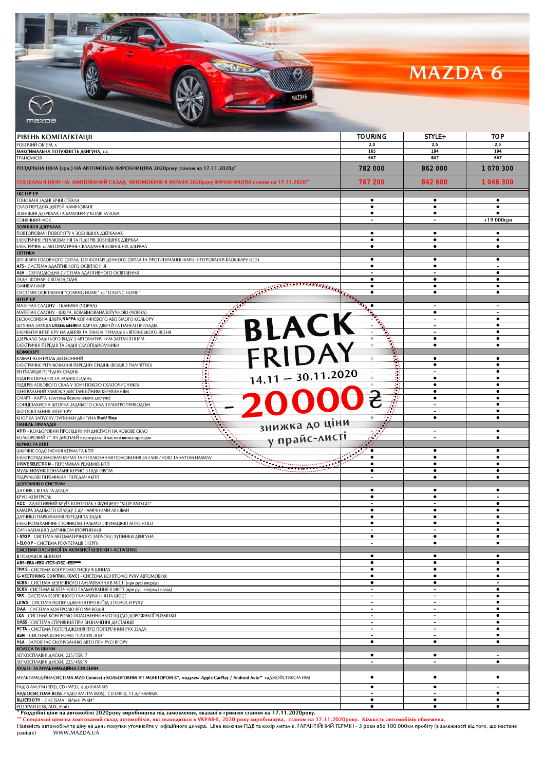# MAZDA 6

| РІВЕНЬ КОМПЛЕКТАЦІЇ | TOURING | STYLE+ | TOP |
|---|---|---|---|
| РОБОЧИЙ ОБ'ЄМ, л | 2,0 | 2,5 | 2,5 |
| МАКСИМАЛЬНА ПОТУЖНІСТЬ ДВИГУНА, к.с. | 165 | 194 | 194 |
| ТРАНСМІСІЯ | 6AT | 6AT | 6AT |
| РОЗДРІБНА ЦІНА (грн.) НА АВТОМОБІЛІ ВИРОБНИЦТВА 2020року станом на 17.11.2020р* | 782 000 | 862 000 | 1 070 300 |
| СПЕЦІАЛЬНІ ЦІНИ НА ЛІМІТОВАНИЙ СКЛАД АВТОМОБІЛІВ В УКРАЇНІ 2020року ВИРОБНИЦТВА станом на 17.11.2020** | 767 200 | 842 600 | 1 046 300 |
| **ЕКСТЕР'ЄР** | | | |
| ТОНОВАНІ ЗАДНІ БІЧНІ СТЕКЛА | ● | ● | ● |
| СКЛО ПЕРЕДНІХ ДВЕРЕЙ ЛАМІНОВАНЕ | ● | ● | ● |
| ЗОВНІШНІ ДЗЕРКАЛА ТА БАМПЕРИ У КОЛІР КУЗОВА | ● | ● | ● |
| СОНЯЧНИЙ ЛЮК | - | - | +19 000грн |
| **ЗОВНІШНІ ДЗЕРКАЛА** | | | |
| ПОВТОРЮВАЧІ ПОВОРОТУ У ЗОВНІШНІХ ДЗЕРКАЛАХ | ● | ● | ● |
| ЕЛЕКТРИЧНЕ РЕГУЛЮВАННЯ ТА ПІДІГРІВ ЗОВНІШНІХ ДЗЕРКАЛ | ● | ● | ● |
| ЕЛЕКТРИЧНЕ та АВТОМАТИЧНЕ СКЛАДАННЯ ЗОВНІШНІХ ДЗЕРКАЛ | ● | ● | ● |
| **ОПТИКА** | | | |
| LED ФАРИ ГОЛОВНОГО СВІТЛА, LED ФОНАРІ ДЕННОГО СВІТЛА ТА ПРОТИТУМАННІ ФАРИ ІНТЕГРОВАНІ В БЛОКФАРУ (LED) | ● | ● | ● |
| AFS - СИСТЕМА АДАПТИВНОГО ОСВІТЛЕННЯ | ● | ● | - |
| ALH - СВІТЛОДІОДНА СИСТЕМА АДАПТИВНОГО ОСВІТЛЕННЯ | - | - | ● |
| ЗАДНІ ФОНАРІ СВІТЛОДІОДНІ | ● | ● | ● |
| ОМИВАЧ ФАР | ● | ● | ● |
| СИСТЕМИ ОСВІТЛЕННЯ "COMING HOME" та "LEAVING HOME" | ● | ● | ● |
| **ІНТЕР'ЄР** | | | |
| МАТЕРІАЛ САЛОНУ - ТКАНИНА (ЧОРНА) | ● | - | - |
| МАТЕРІАЛ САЛОНУ - ШКІРА, КОМБІНОВАНА ШТУЧНОЮ (ЧОРНА) | - | ● | - |
| ЕКСКЛЮЗИВНА ШКІРА NAPPA КОРИЧНЕВОГО АБО БІЛОГО КОЛЬОРУ | - | - | ● |
| ШТУЧНА ЗАМША Ultrasuede® НА КАРТАХ ДВЕРЕЙ ТА ПАНЕЛІ ПРИЛАДІВ | - | - | ● |
| ЕЛЕМЕНТИ ІНТЕР'ЄРУ НА ДВЕРЯХ ТА ПАНЕЛІ ПРИЛАДІВ З ЯПОНСЬКОГО ЯСЕНЯ | - | - | ● |
| ДЗЕРКАЛО ЗАДНЬОГО ВИДУ З АВТОМАТИЧНИМ ЗАТЕМНЕННЯМ | ● | ● | ● |
| ЕЛЕКТРИЧНІ ПЕРЕДНІ ТА ЗАДНІ СКЛОПІДЙОМНИКИ | ● | ● | ● |
| **КОМФОРТ** | | | |
| КЛІМАТ-КОНТРОЛЬ ДВОЗОННИЙ | ● | ● | ● |
| ЕЛЕКТРИЧНЕ РЕГУЛЮВАННЯ ПЕРЕДНІХ СИДІНЬ (ВОДІЯ З ПАМ'ЯТТЮ) | - | ● | ● |
| ВЕНТИЛЯЦІЯ ПЕРЕДНІХ СИДІНЬ | - | - | ● |
| ПІДІГРІВ ПЕРЕДНІХ ТА ЗАДНІХ СИДІНЬ | - | ● | ● |
| ПІДІГРІВ ЛОБОВОГО СКЛА У ЗОНІ ПОКОЮ СКЛООЧИСНИКІВ | ● | ● | ● |
| ЦЕНТРАЛЬНИЙ ЗАМОК З ДИСТАНЦІЙНИМ КЕРУВАННЯМ | ● | ● | ● |
| СМАРТ - КАРТА (система безключового доступу) | ● | ● | ● |
| СОНЦЕЗАХИСНА ШТОРКА ЗАДНЬОГО СКЛА З ЕЛЕКТРОПРИВОДОМ | - | - | ● |
| LED ОСВІТЛЕННЯ ІНТЕР'ЄРУ | - | - | ● |
| КНОПКА ЗАПУСКУ/ЗУПИНКИ ДВИГУНА Start/Stop | ● | ● | ● |
| **ПАНЕЛЬ ПРИЛАДІВ** | | | |
| ADD - КОЛЬОРОВИЙ ПРОЕКЦІЙНИЙ ДИСПЛЕЙ НА ЛОБОВЕ СКЛО | - | - | ● |
| КОЛЬОРОВИЙ 7" TFT ДИСПЛЕЙ у центральній частині щитка приладів | - | - | ● |
| **КЕРМО ТА КПП** | | | |
| ШКІРЯНЕ ОЗДОБЛЕННЯ КЕРМА ТА КПП | ● | ● | ● |
| ЕЛЕКТРОПІДСИЛЮВАЧ КЕРМА ТА РЕГУЛЮВАННЯ ПОЛОЖЕННЯ ЗА ГЛИБИНОЮ ТА КУТОМ НАХИЛУ | ● | ● | ● |
| DRIVE SELECTION - ПЕРЕМИКАЧ РЕЖИМІВ КПП | ● | ● | ● |
| МУЛЬТИФУНКЦІОНАЛЬНЕ КЕРМО З ПІДІГРІВОМ | ● | ● | ● |
| ПІДРУЛЬОВІ ПЕРЕМИКАЧІ ПЕРЕДАЧ АКПП | - | ● | ● |
| **ДОПОМІЖНІ СИСТЕМИ** | | | |
| ДАТЧИК СВІТЛА ТА ДОЩУ | ● | ● | ● |
| КРУЇЗ-КОНТРОЛЬ | ● | ● | - |
| ACC - АДАПТИВНИЙ КРУЇЗ-КОНТРОЛЬ З ФУНЦІЄЮ "STOP AND GO" | - | - | ● |
| КАМЕРА ЗАДНЬОГО ОГЛЯДУ З ДИНАМІЧНИМИ ЛІНІЯМИ | ● | ● | ● |
| ДАТЧИКИ ПАРКУВАННЯ ПЕРЕДНІ ТА ЗАДНІ | ● | ● | ● |
| ЕЛЕКТРОМЕХАНІЧНЕ СТОЯНКОВЕ ГАЛЬМО з ФУНКЦІЄЮ AUTO HOLD | ● | ● | ● |
| СИГНАЛІЗАЦІЯ З ДАТЧИКОМ ВТОРГНЕННЯ | - | - | ● |
| I-STOP - СИСТЕМА АВТОМАТИЧНОГО ЗАПУСКУ/ЗУПИНКИ ДВИГУНА | ● | ● | ● |
| I-ELOOP - СИСТЕМА РЕКУПЕРАЦІЇ ЕНЕРГІЇ | - | ● | ● |
| **СИСТЕМИ ПАСИВНОЇ ТА АКТИВНОЇ БЕЗПЕКИ I-ACTIVSENSE** | | | |
| 6 ПОДУШОК БЕЗПЕКИ | ● | ● | ● |
| ABS+EBA+EBD+TCS+DSC+ESS**** | ● | ● | ● |
| TPMS - СИСТЕМА КОНТРОЛЮ ТИСКУ В ШИНАХ | ● | ● | ● |
| G-VECTORING CONTROL (GVC) - СИСТЕМА КОНТРОЛЮ РУХУ АВТОМОБІЛЯ | ● | ● | ● |
| SCBS - СИСТЕМА БЕЗПЕЧНОГО ГАЛЬМУВАННЯ В МІСТІ (при русі вперед) | ● | ● | - |
| SCBS - СИСТЕМА БЕЗПЕЧНОГО ГАЛЬМУВАННЯ В МІСТІ (при русі вперед і назад) | - | - | ● |
| SBS - СИСТЕМА БЕЗПЕЧНОГО ГАЛЬМУВАННЯ НА ШОСЕ | - | - | ● |
| LDWS - СИСТЕМА ПОПЕРЕДЖЕННЯ ПРО ВИЇЗД З ПОЛОСИ РУХУ | - | - | ● |
| DAA - СИСТЕМА КОНТРОЛЮ ВТОМИ ВОДІЯ | - | - | ● |
| LKA - СИСТЕМА КОНТРОЛЮ ПОЛОЖЕННЯ АВТО ЩОДО ДОРОЖНЬОЇ РОЗМІТКИ | - | - | ● |
| DRSS - СИСТЕМА СПРИЯННЯ ПРИ ВИЗНАЧЕННІ ДИСТАНЦІЇ | - | - | ● |
| RCTA - СИСТЕМА ПОПЕРЕДЖЕННЯ ПРО ПОПЕРЕЧНИЙ РУХ ЗЗАДУ | - | - | ● |
| BSM - СИСТЕМА КОНТРОЛЮ "СЛІПИХ ЗОН" | - | - | ● |
| HLA - ЗАПОБІГАЄ СКОЧУВАННЮ АВТО ПРИ РУСІ ВГОРУ | ● | ● | ● |
| **КОЛЕСА ТА ШИНИ** | | | |
| ЛЕГКОСПЛАВНІ ДИСКИ, 225/55R17 | ● | ● | - |
| ЛЕГКОСПЛАВНІ ДИСКИ, 225/45R19 | - | - | ● |
| **АУДІО- ТА МУЛЬТИМЕДІЙНА СИСТЕМИ** | | | |
| МУЛЬТИМЕДІЙНА СИСТЕМА MZD Connect з КОЛЬОРОВИМ TFT МОНІТОРОМ 8", модулем Apple CarPlay / Android Auto™ та ДЖОЙСТИКОМ HMI | ● | ● | ● |
| РАДІО AM/FM (RDS), CD (MP3), 6 ДИНАМІКІВ | ● | ● | - |
| АУДІОСИСТЕМА BOSE, РАДІО AM/FM (RDS), CD (MP3), 11 ДИНАМІКІВ | - | - | ● |
| BLUETOOTH - СИСТЕМА "ВІЛЬНІ РУКИ" | ● | ● | ● |
| РОЗ'ЄМИ (USB, AUX, iPod) | ● | ● | ● |

**BLACK FRIDAY**

**14.11 — 30.11.2020**

**-20000 ₴**

**знижка до ціни у прайс-листі**

**\* Роздрібні ціни на автомобілі 2020року виробництва під замовлення, вказані в гривнях станом на 17.11.2020року.**

**\*\* Спеціальні ціни на лімітований склад автомобілів, які знаходяться в УКРАЇНІ, 2020 року виробництва, станом на 17.11.2020року. Кількість автомобілів обмежена.**

Наявність автомобіля та ціну на день покупки уточнюйте у офіційного дилера. Ціна включає ПДВ та колір металік. ГАРАНТІЙНИЙ ТЕРМІН - 3 роки або 100 000км пробігу (в залежності від того, що настане раніше) WWW.MAZDA.UA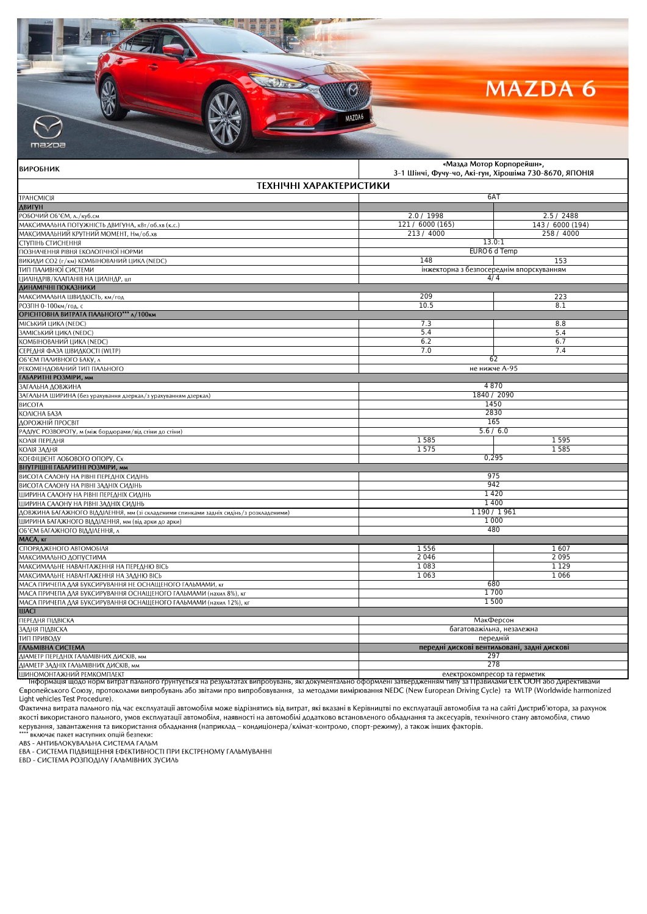# MAZDA 6

| ВИРОБНИК | «Мазда Мотор Корпорейшн», 3-1 Шінчі, Фучу-чо, Акі-гун, Хірошіма 730-8670, ЯПОНІЯ | |
|---|---|---|
| **ТЕХНІЧНІ ХАРАКТЕРИСТИКИ** | | |
| ТРАНСМІСІЯ | 6AT | |
| **ДВИГУН** | | |
| РОБОЧИЙ ОБ'ЄМ, л./куб.см | 2.0 / 1998 | 2.5 / 2488 |
| МАКСИМАЛЬНА ПОТУЖНІСТЬ ДВИГУНА, кВт/об.хв (к.с.) | 121 / 6000 (165) | 143 / 6000 (194) |
| МАКСИМАЛЬНИЙ КРУТНИЙ МОМЕНТ, Нм/об.хв | 213 / 4000 | 258 / 4000 |
| СТУПІНЬ СТИСНЕННЯ | 13.0:1 | |
| ПОЗНАЧЕННЯ РІВНЯ ЕКОЛОГІЧНОЇ НОРМИ | EURO 6 d Temp | |
| ВИКИДИ CO2 (г/км) КОМБІНОВАНИЙ ЦИКЛ (NEDC) | 148 | 153 |
| ТИП ПАЛИВНОЇ СИСТЕМИ | інжекторна з безпосереднім впорскуванням | |
| ЦИЛІНДРІВ/КЛАПАНІВ НА ЦИЛІНДР, шт | 4/4 | |
| **ДИНАМІЧНІ ПОКАЗНИКИ** | | |
| МАКСИМАЛЬНА ШВИДКІСТЬ, км/год | 209 | 223 |
| РОЗГІН 0-100км/год, с | 10.5 | 8.1 |
| **ОРІЄНТОВНА ВИТРАТА ПАЛЬНОГО*** л/100км** | | |
| МІСЬКИЙ ЦИКЛ (NEDC) | 7.3 | 8.8 |
| ЗАМІСЬКИЙ ЦИКЛ (NEDC) | 5.4 | 5.4 |
| КОМБІНОВАНИЙ ЦИКЛ (NEDC) | 6.2 | 6.7 |
| СЕРЕДНЯ ФАЗА ШВИДКОСТІ (WLTP) | 7.0 | 7.4 |
| ОБ'ЄМ ПАЛИВНОГО БАКУ, л | 62 | |
| РЕКОМЕНДОВАНИЙ ТИП ПАЛЬНОГО | не нижче А-95 | |
| **ГАБАРИТНІ РОЗМІРИ, мм** | | |
| ЗАГАЛЬНА ДОВЖИНА | 4 870 | |
| ЗАГАЛЬНА ШИРИНА (без урахування дзеркал/з урахуванням дзеркал) | 1840 / 2090 | |
| ВИСОТА | 1450 | |
| КОЛІСНА БАЗА | 2830 | |
| ДОРОЖНІЙ ПРОСВІТ | 165 | |
| РАДІУС РОЗВОРОТУ, м (між бордюрами/від стіни до стіни) | 5.6 / 6.0 | |
| КОЛІЯ ПЕРЕДНЯ | 1 585 | 1 595 |
| КОЛІЯ ЗАДНЯ | 1 575 | 1 585 |
| КОЕФІЦІЄНТ ЛОБОВОГО ОПОРУ, Cx | 0,295 | |
| **ВНУТРІШНІ ГАБАРИТНІ РОЗМІРИ, мм** | | |
| ВИСОТА САЛОНУ НА РІВНІ ПЕРЕДНІХ СИДІНЬ | 975 | |
| ВИСОТА САЛОНУ НА РІВНІ ЗАДНІХ СИДІНЬ | 942 | |
| ШИРИНА САЛОНУ НА РІВНІ ПЕРЕДНІХ СИДІНЬ | 1 420 | |
| ШИРИНА САЛОНУ НА РІВНІ ЗАДНІХ СИДІНЬ | 1 400 | |
| ДОВЖИНА БАГАЖНОГО ВІДДІЛЕННЯ, мм (зі складеними спинками задніх сидінь/з розкладеними) | 1 190 / 1 961 | |
| ШИРИНА БАГАЖНОГО ВІДДІЛЕННЯ, мм (від арки до арки) | 1 000 | |
| ОБ'ЄМ БАГАЖНОГО ВІДДІЛЕННЯ, л | 480 | |
| **МАСА, кг** | | |
| СПОРЯДЖЕНОГО АВТОМОБІЛЯ | 1 556 | 1 607 |
| МАКСИМАЛЬНО ДОПУСТИМА | 2 046 | 2 095 |
| МАКСИМАЛЬНЕ НАВАНТАЖЕННЯ НА ПЕРЕДНЮ ВІСЬ | 1 083 | 1 129 |
| МАКСИМАЛЬНЕ НАВАНТАЖЕННЯ НА ЗАДНЮ ВІСЬ | 1 063 | 1 066 |
| МАСА ПРИЧЕПА ДЛЯ БУКСИРУВАННЯ НЕ ОСНАЩЕНОГО ГАЛЬМАМИ, кг | 680 | |
| МАСА ПРИЧЕПА ДЛЯ БУКСИРУВАННЯ ОСНАЩЕНОГО ГАЛЬМАМИ (нахил 8%), кг | 1 700 | |
| МАСА ПРИЧЕПА ДЛЯ БУКСИРУВАННЯ ОСНАЩЕНОГО ГАЛЬМАМИ (нахил 12%), кг | 1 500 | |
| **ШАСІ** | | |
| ПЕРЕДНЯ ПІДВІСКА | МакФерсон | |
| ЗАДНЯ ПІДВІСКА | багатоважільна, незалежна | |
| ТИП ПРИВОДУ | передній | |
| **ГАЛЬМІВНА СИСТЕМА** | **передні дискові вентильовані, задні дискові** | |
| ДІАМЕТР ПЕРЕДНІХ ГАЛЬМІВНИХ ДИСКІВ, мм | 297 | |
| ДІАМЕТР ЗАДНІХ ГАЛЬМІВНИХ ДИСКІВ, мм | 278 | |
| ШИНОМОНТАЖНИЙ РЕМКОМПЛЕКТ | електрокомпресор та герметик | |

*** Інформація щодо норм витрат пального ґрунтується на результатах випробувань, які документально оформлені затвердженням типу за Правилами ЄЕК ООН або Директивами Європейського Союзу, протоколами випробувань або звітами про випробовування, за методами вимірювання NEDC (New European Driving Cycle) та WLTP (Worldwide harmonized Light vehicles Test Procedure).

Фактична витрата пального під час експлуатації автомобіля може відрізнятись від витрат, які вказані в Керівництві по експлуатації автомобіля та на сайті Дистриб'ютора, за рахунок якості використаного пального, умов експлуатації автомобіля, наявності на автомобілі додатково встановленого обладнання та аксесуарів, технічного стану автомобіля, стилю керування, завантаження та використання обладнання (наприклад – кондиціонера/клімат-контролю, спорт-режиму), а також інших факторів.

**** включає пакет наступних опцій безпеки:

ABS - АНТИБЛОКУВАЛЬНА СИСТЕМА ГАЛЬМ

EBA - СИСТЕМА ПІДВИЩЕННЯ ЕФЕКТИВНОСТІ ПРИ ЕКСТРЕНОМУ ГАЛЬМУВАННІ

EBD - СИСТЕМА РОЗПОДІЛУ ГАЛЬМІВНИХ ЗУСИЛЬ